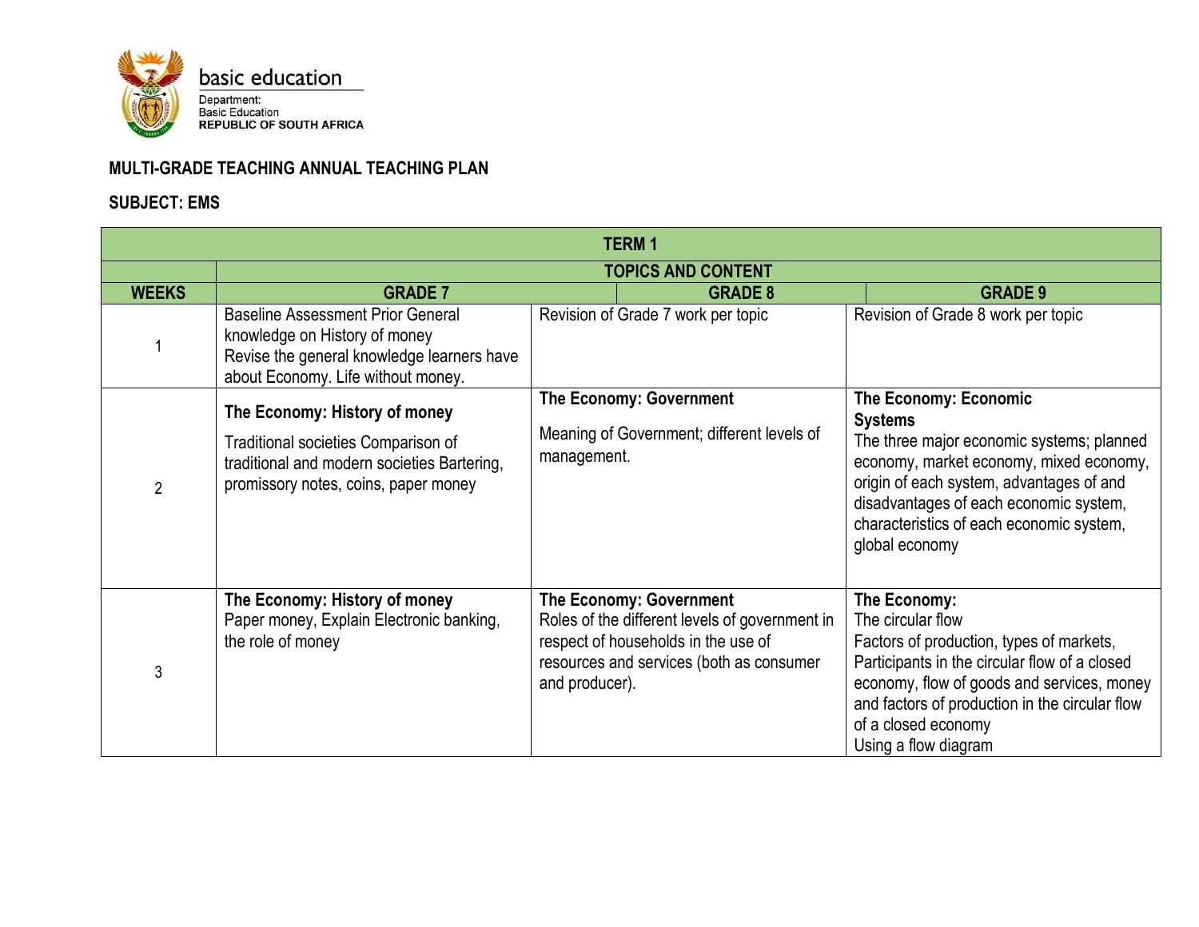basic education

Department:
Basic Education
**REPUBLIC OF SOUTH AFRICA**

**MULTI-GRADE TEACHING ANNUAL TEACHING PLAN**

**SUBJECT: EMS**

| **TERM 1** | | | |
|---|---|---|---|
| | **TOPICS AND CONTENT** | | |
| **WEEKS** | **GRADE 7** | **GRADE 8** | **GRADE 9** |
| 1 | Baseline Assessment Prior General knowledge on History of money<br>Revise the general knowledge learners have about Economy. Life without money. | Revision of Grade 7 work per topic | Revision of Grade 8 work per topic |
| 2 | **The Economy: History of money**<br>Traditional societies Comparison of traditional and modern societies Bartering, promissory notes, coins, paper money | **The Economy: Government**<br>Meaning of Government; different levels of management. | **The Economy: Economic Systems**<br>The three major economic systems; planned economy, market economy, mixed economy, origin of each system, advantages of and disadvantages of each economic system, characteristics of each economic system, global economy |
| 3 | **The Economy: History of money**<br>Paper money, Explain Electronic banking, the role of money | **The Economy: Government**<br>Roles of the different levels of government in respect of households in the use of resources and services (both as consumer and producer). | **The Economy:**<br>The circular flow<br>Factors of production, types of markets, Participants in the circular flow of a closed economy, flow of goods and services, money and factors of production in the circular flow of a closed economy<br>Using a flow diagram |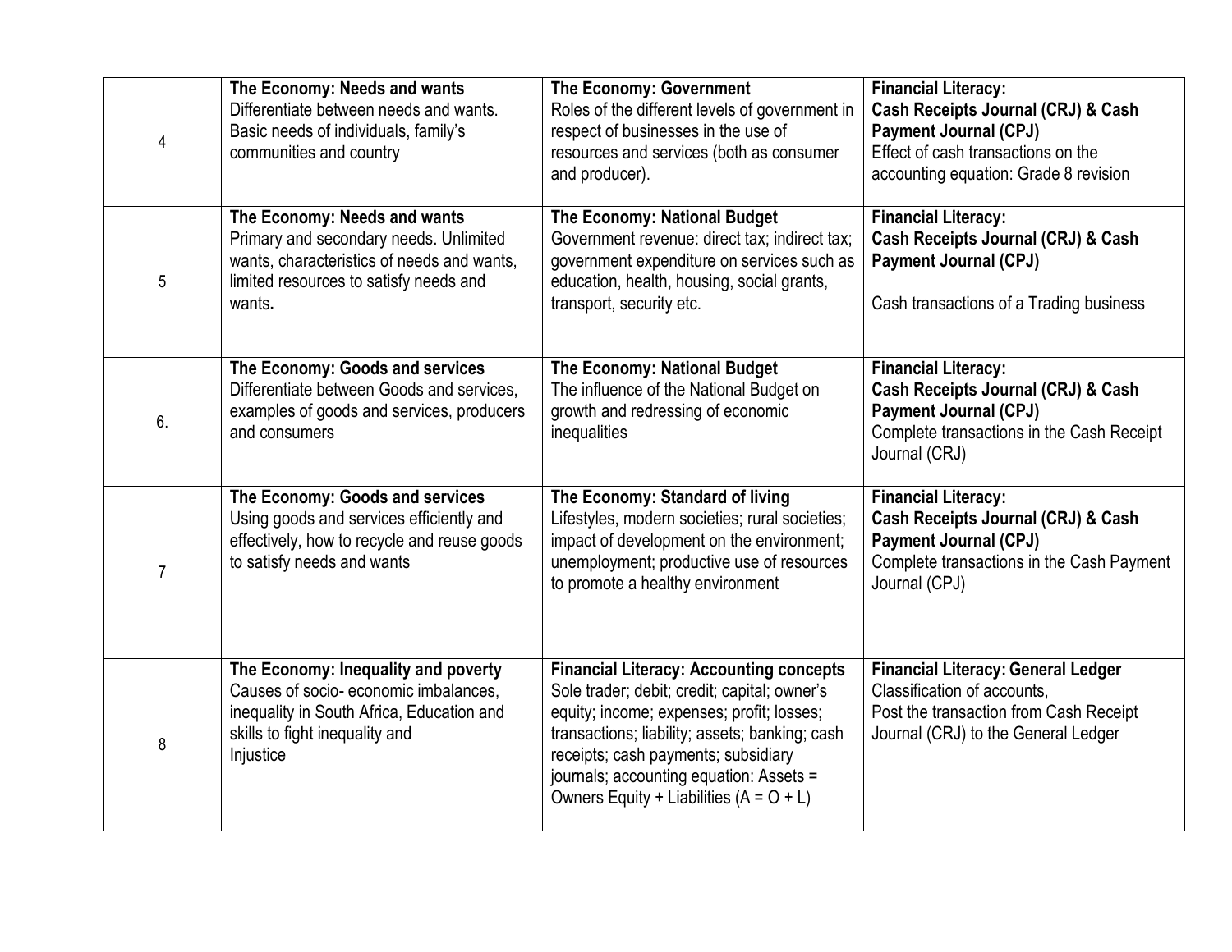| | | | |
|---|---|---|---|
| 4 | **The Economy: Needs and wants**<br>Differentiate between needs and wants. Basic needs of individuals, family's communities and country | **The Economy: Government**<br>Roles of the different levels of government in respect of businesses in the use of resources and services (both as consumer and producer). | **Financial Literacy:**<br>**Cash Receipts Journal (CRJ) & Cash Payment Journal (CPJ)**<br>Effect of cash transactions on the accounting equation: Grade 8 revision |
| 5 | **The Economy: Needs and wants**<br>Primary and secondary needs. Unlimited wants, characteristics of needs and wants, limited resources to satisfy needs and wants**.** | **The Economy: National Budget**<br>Government revenue: direct tax; indirect tax; government expenditure on services such as education, health, housing, social grants, transport, security etc. | **Financial Literacy:**<br>**Cash Receipts Journal (CRJ) & Cash Payment Journal (CPJ)**<br><br>Cash transactions of a Trading business |
| 6. | **The Economy: Goods and services**<br>Differentiate between Goods and services, examples of goods and services, producers and consumers | **The Economy: National Budget**<br>The influence of the National Budget on growth and redressing of economic inequalities | **Financial Literacy:**<br>**Cash Receipts Journal (CRJ) & Cash Payment Journal (CPJ)**<br>Complete transactions in the Cash Receipt Journal (CRJ) |
| 7 | **The Economy: Goods and services**<br>Using goods and services efficiently and effectively, how to recycle and reuse goods to satisfy needs and wants | **The Economy: Standard of living**<br>Lifestyles, modern societies; rural societies; impact of development on the environment; unemployment; productive use of resources to promote a healthy environment | **Financial Literacy:**<br>**Cash Receipts Journal (CRJ) & Cash Payment Journal (CPJ)**<br>Complete transactions in the Cash Payment Journal (CPJ) |
| 8 | **The Economy: Inequality and poverty**<br>Causes of socio- economic imbalances, inequality in South Africa, Education and skills to fight inequality and Injustice | **Financial Literacy: Accounting concepts**<br>Sole trader; debit; credit; capital; owner's equity; income; expenses; profit; losses; transactions; liability; assets; banking; cash receipts; cash payments; subsidiary journals; accounting equation: Assets = Owners Equity + Liabilities (A = O + L) | **Financial Literacy: General Ledger**<br>Classification of accounts,<br>Post the transaction from Cash Receipt Journal (CRJ) to the General Ledger |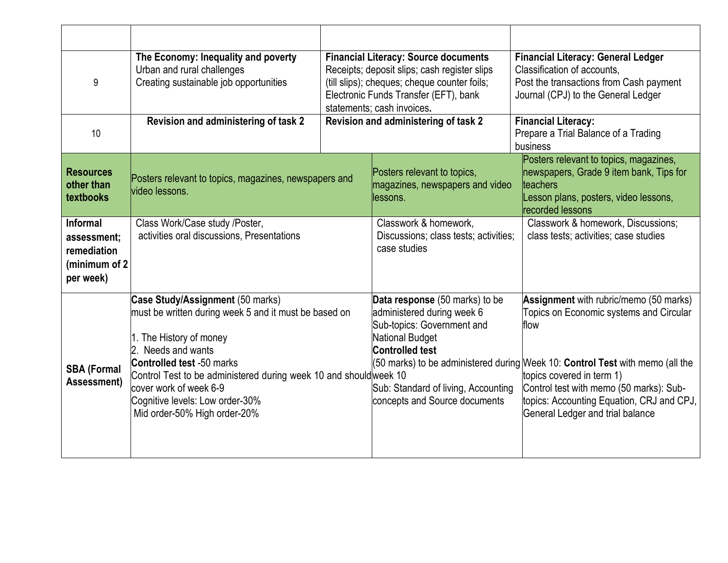| | | | |
|---|---|---|---|
| 9 | **The Economy: Inequality and poverty**<br>Urban and rural challenges<br>Creating sustainable job opportunities | **Financial Literacy: Source documents**<br>Receipts; deposit slips; cash register slips (till slips); cheques; cheque counter foils; Electronic Funds Transfer (EFT), bank statements; cash invoices**.** | **Financial Literacy: General Ledger**<br>Classification of accounts,<br>Post the transactions from Cash payment Journal (CPJ) to the General Ledger |
| 10 | **Revision and administering of task 2** | **Revision and administering of task 2** | **Financial Literacy:**<br>Prepare a Trial Balance of a Trading business |
| **Resources other than textbooks** | Posters relevant to topics, magazines, newspapers and video lessons. | Posters relevant to topics, magazines, newspapers and video lessons. | Posters relevant to topics, magazines, newspapers, Grade 9 item bank, Tips for teachers<br>Lesson plans, posters, video lessons, recorded lessons |
| **Informal assessment; remediation (minimum of 2 per week)** | Class Work/Case study /Poster, activities oral discussions, Presentations | Classwork & homework, Discussions; class tests; activities; case studies | Classwork & homework, Discussions; class tests; activities; case studies |
| **SBA (Formal Assessment)** | **Case Study/Assignment** (50 marks) must be written during week 5 and it must be based on<br><br>1. The History of money<br>2. Needs and wants<br>**Controlled test** -50 marks<br>Control Test to be administered during week 10 and should cover work of week 6-9<br>Cognitive levels: Low order-30%<br>Mid order-50% High order-20% | **Data response** (50 marks) to be administered during week 6<br>Sub-topics: Government and National Budget<br>**Controlled test**<br>(50 marks) to be administered during week 10<br>Sub: Standard of living, Accounting concepts and Source documents | **Assignment** with rubric/memo (50 marks) Topics on Economic systems and Circular flow<br><br>Week 10: **Control Test** with memo (all the topics covered in term 1)<br>Control test with memo (50 marks): Sub-topics: Accounting Equation, CRJ and CPJ, General Ledger and trial balance |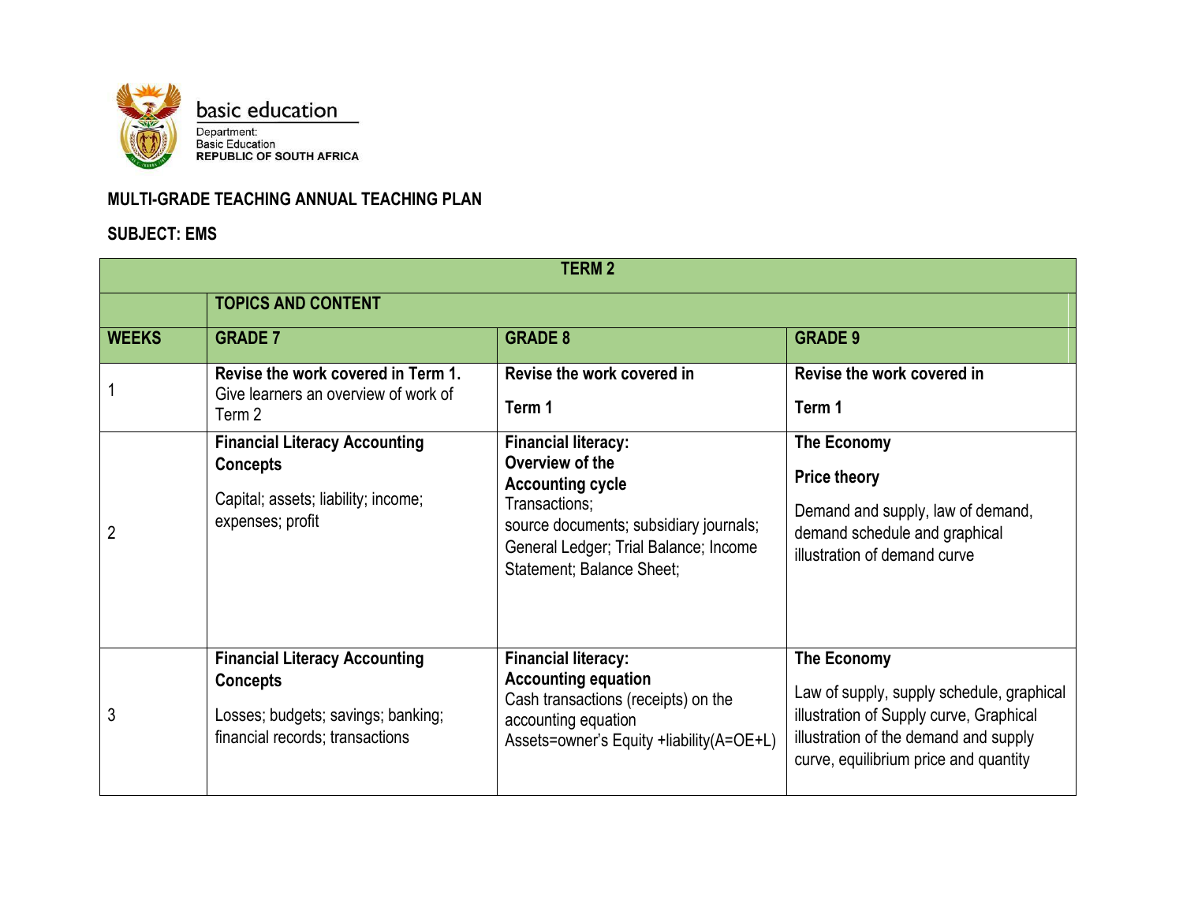basic education

Department:
Basic Education
REPUBLIC OF SOUTH AFRICA

**MULTI-GRADE TEACHING ANNUAL TEACHING PLAN**

**SUBJECT: EMS**

| **TERM 2** | | | |
|---|---|---|---|
| | **TOPICS AND CONTENT** | | |
| **WEEKS** | **GRADE 7** | **GRADE 8** | **GRADE 9** |
| 1 | **Revise the work covered in Term 1.** Give learners an overview of work of Term 2 | **Revise the work covered in Term 1** | **Revise the work covered in Term 1** |
| 2 | **Financial Literacy Accounting Concepts** Capital; assets; liability; income; expenses; profit | **Financial literacy: Overview of the Accounting cycle** Transactions; source documents; subsidiary journals; General Ledger; Trial Balance; Income Statement; Balance Sheet; | **The Economy** **Price theory** Demand and supply, law of demand, demand schedule and graphical illustration of demand curve |
| 3 | **Financial Literacy Accounting Concepts** Losses; budgets; savings; banking; financial records; transactions | **Financial literacy: Accounting equation** Cash transactions (receipts) on the accounting equation Assets=owner's Equity +liability(A=OE+L) | **The Economy** Law of supply, supply schedule, graphical illustration of Supply curve, Graphical illustration of the demand and supply curve, equilibrium price and quantity |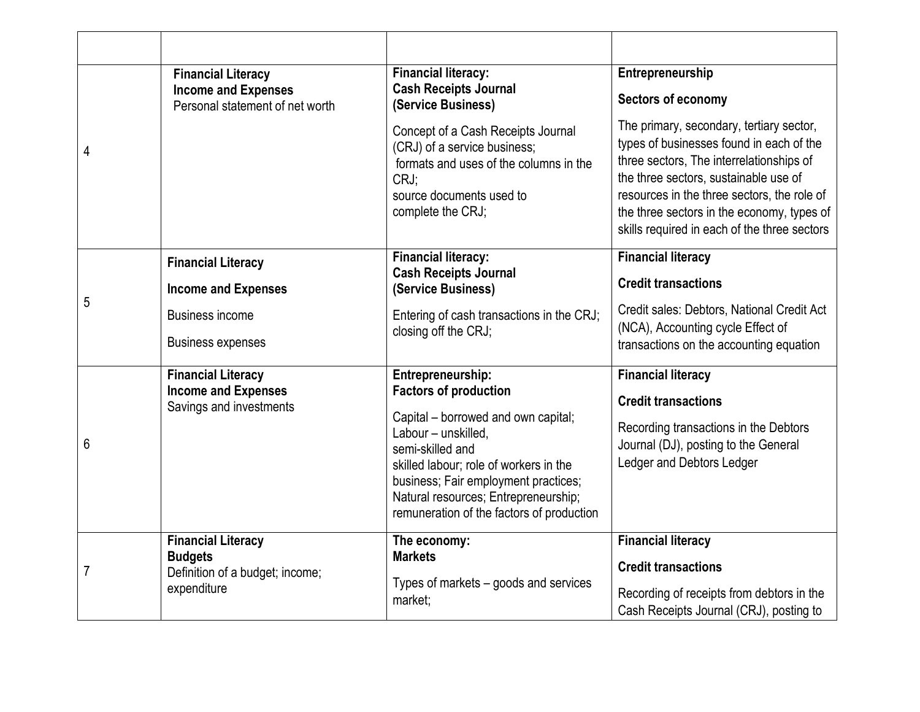| | | | |
|---|---|---|---|
| 4 | **Financial Literacy**<br>**Income and Expenses**<br>Personal statement of net worth | **Financial literacy:**<br>**Cash Receipts Journal (Service Business)**<br><br>Concept of a Cash Receipts Journal (CRJ) of a service business;<br>formats and uses of the columns in the CRJ;<br>source documents used to complete the CRJ; | **Entrepreneurship**<br><br>**Sectors of economy**<br><br>The primary, secondary, tertiary sector, types of businesses found in each of the three sectors, The interrelationships of the three sectors, sustainable use of resources in the three sectors, the role of the three sectors in the economy, types of skills required in each of the three sectors |
| 5 | **Financial Literacy**<br><br>**Income and Expenses**<br><br>Business income<br><br>Business expenses | **Financial literacy:**<br>**Cash Receipts Journal (Service Business)**<br><br>Entering of cash transactions in the CRJ; closing off the CRJ; | **Financial literacy**<br><br>**Credit transactions**<br><br>Credit sales: Debtors, National Credit Act (NCA), Accounting cycle Effect of transactions on the accounting equation |
| 6 | **Financial Literacy**<br>**Income and Expenses**<br>Savings and investments | **Entrepreneurship:**<br>**Factors of production**<br><br>Capital – borrowed and own capital;<br>Labour – unskilled,<br>semi-skilled and<br>skilled labour; role of workers in the business; Fair employment practices; Natural resources; Entrepreneurship; remuneration of the factors of production | **Financial literacy**<br><br>**Credit transactions**<br><br>Recording transactions in the Debtors Journal (DJ), posting to the General Ledger and Debtors Ledger |
| 7 | **Financial Literacy**<br>**Budgets**<br>Definition of a budget; income; expenditure | **The economy:**<br>**Markets**<br><br>Types of markets – goods and services market; | **Financial literacy**<br><br>**Credit transactions**<br><br>Recording of receipts from debtors in the Cash Receipts Journal (CRJ), posting to |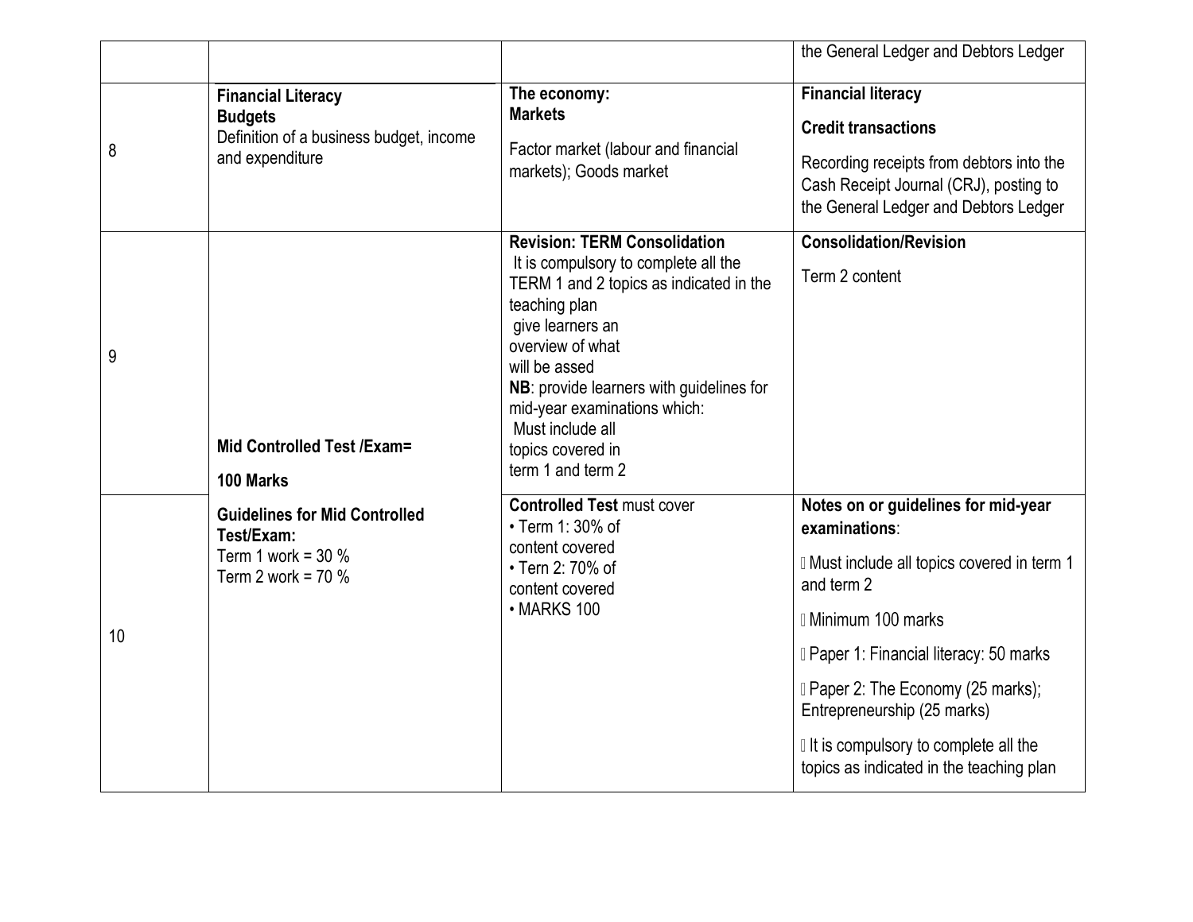| | | | |
|---|---|---|---|
| | | | the General Ledger and Debtors Ledger |
| 8 | **Financial Literacy** **Budgets** Definition of a business budget, income and expenditure | **The economy:** **Markets** Factor market (labour and financial markets); Goods market | **Financial literacy** **Credit transactions** Recording receipts from debtors into the Cash Receipt Journal (CRJ), posting to the General Ledger and Debtors Ledger |
| 9 | **Mid Controlled Test /Exam=** **100 Marks** | **Revision: TERM Consolidation** It is compulsory to complete all the TERM 1 and 2 topics as indicated in the teaching plan give learners an overview of what will be assed **NB**: provide learners with guidelines for mid-year examinations which: Must include all topics covered in term 1 and term 2 | **Consolidation/Revision** Term 2 content |
| 10 | **Guidelines for Mid Controlled Test/Exam:** Term 1 work = 30 % Term 2 work = 70 % | **Controlled Test** must cover • Term 1: 30% of content covered • Tern 2: 70% of content covered • MARKS 100 | **Notes on or guidelines for mid-year examinations**: Must include all topics covered in term 1 and term 2 Minimum 100 marks Paper 1: Financial literacy: 50 marks Paper 2: The Economy (25 marks); Entrepreneurship (25 marks) It is compulsory to complete all the topics as indicated in the teaching plan |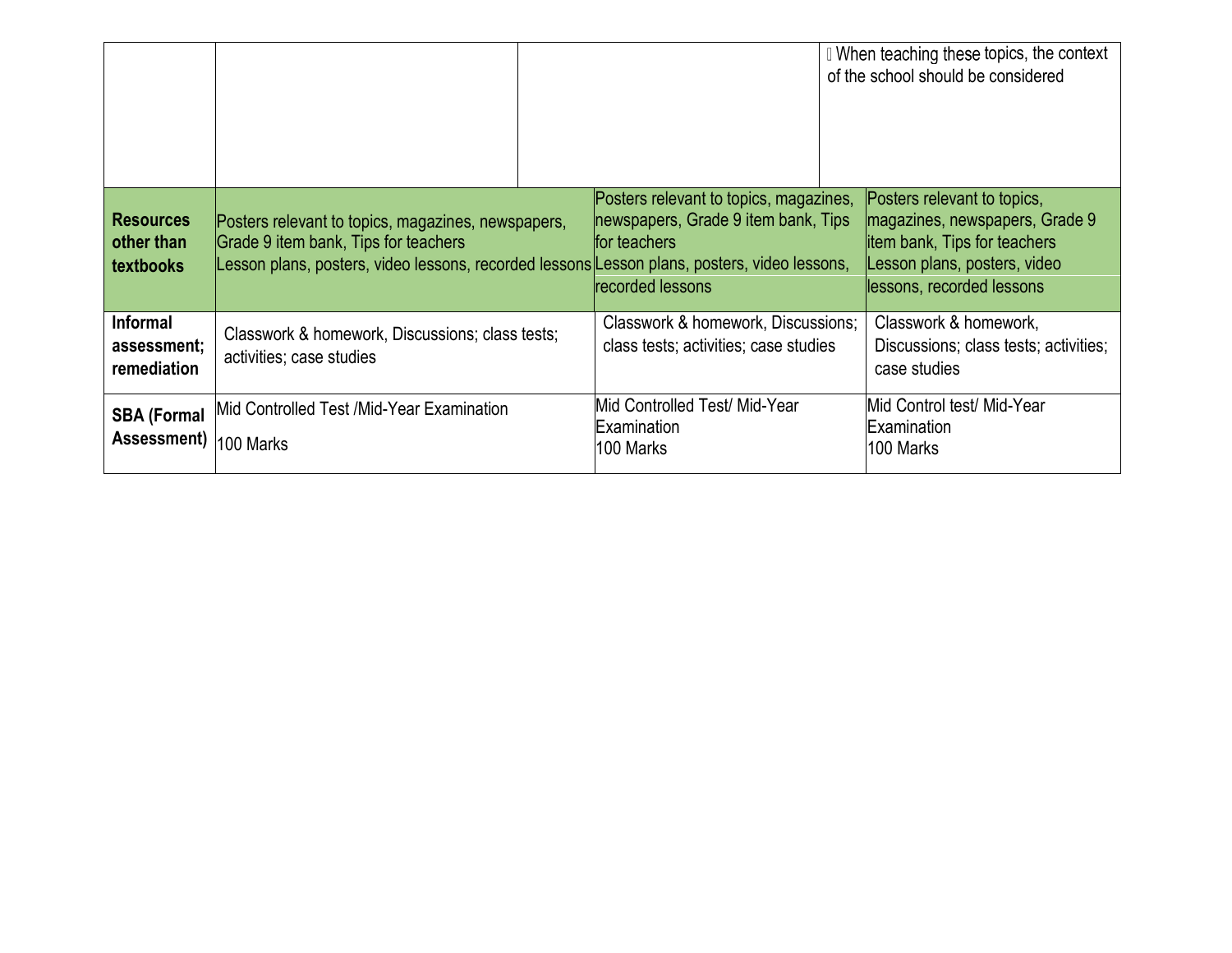| | | | |
|---|---|---|---|
| | | | When teaching these topics, the context of the school should be considered |
| **Resources other than textbooks** | Posters relevant to topics, magazines, newspapers, Grade 9 item bank, Tips for teachers<br>Lesson plans, posters, video lessons, recorded lessons | Posters relevant to topics, magazines, newspapers, Grade 9 item bank, Tips for teachers<br>Lesson plans, posters, video lessons, recorded lessons | Posters relevant to topics, magazines, newspapers, Grade 9 item bank, Tips for teachers<br>Lesson plans, posters, video lessons, recorded lessons |
| **Informal assessment; remediation** | Classwork & homework, Discussions; class tests; activities; case studies | Classwork & homework, Discussions; class tests; activities; case studies | Classwork & homework, Discussions; class tests; activities; case studies |
| **SBA (Formal Assessment)** | Mid Controlled Test /Mid-Year Examination<br>100 Marks | Mid Controlled Test/ Mid-Year Examination<br>100 Marks | Mid Control test/ Mid-Year Examination<br>100 Marks |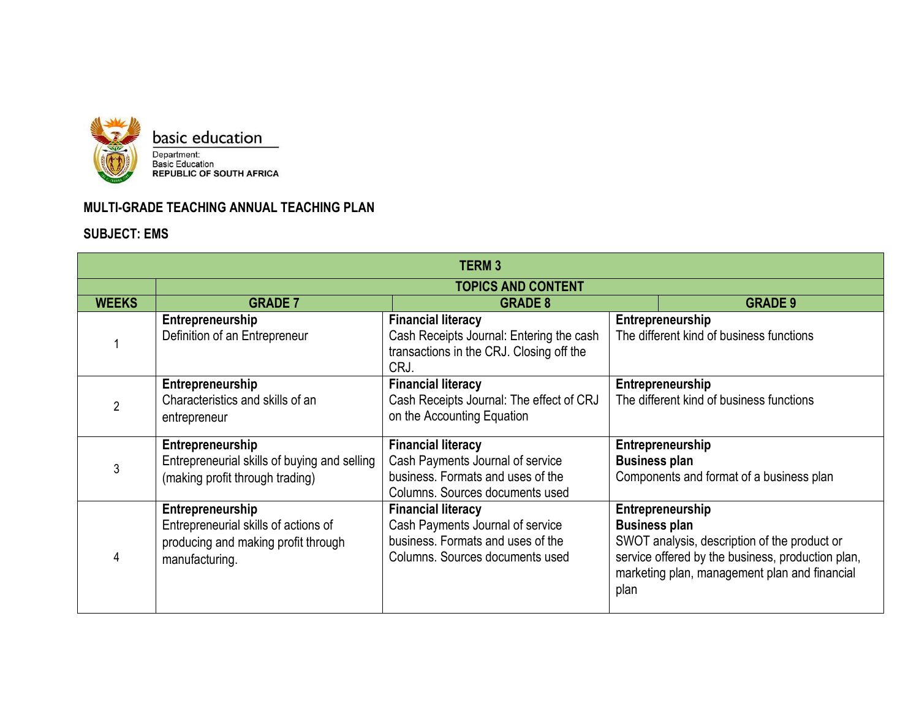basic education

Department:
Basic Education
REPUBLIC OF SOUTH AFRICA

**MULTI-GRADE TEACHING ANNUAL TEACHING PLAN**

**SUBJECT: EMS**

| TERM 3 | | | |
|---|---|---|---|
| | **TOPICS AND CONTENT** | | |
| **WEEKS** | **GRADE 7** | **GRADE 8** | **GRADE 9** |
| 1 | **Entrepreneurship**<br>Definition of an Entrepreneur | **Financial literacy**<br>Cash Receipts Journal: Entering the cash transactions in the CRJ. Closing off the CRJ. | **Entrepreneurship**<br>The different kind of business functions |
| 2 | **Entrepreneurship**<br>Characteristics and skills of an entrepreneur | **Financial literacy**<br>Cash Receipts Journal: The effect of CRJ on the Accounting Equation | **Entrepreneurship**<br>The different kind of business functions |
| 3 | **Entrepreneurship**<br>Entrepreneurial skills of buying and selling (making profit through trading) | **Financial literacy**<br>Cash Payments Journal of service business. Formats and uses of the Columns. Sources documents used | **Entrepreneurship**<br>**Business plan**<br>Components and format of a business plan |
| 4 | **Entrepreneurship**<br>Entrepreneurial skills of actions of producing and making profit through manufacturing. | **Financial literacy**<br>Cash Payments Journal of service business. Formats and uses of the Columns. Sources documents used | **Entrepreneurship**<br>**Business plan**<br>SWOT analysis, description of the product or service offered by the business, production plan, marketing plan, management plan and financial plan |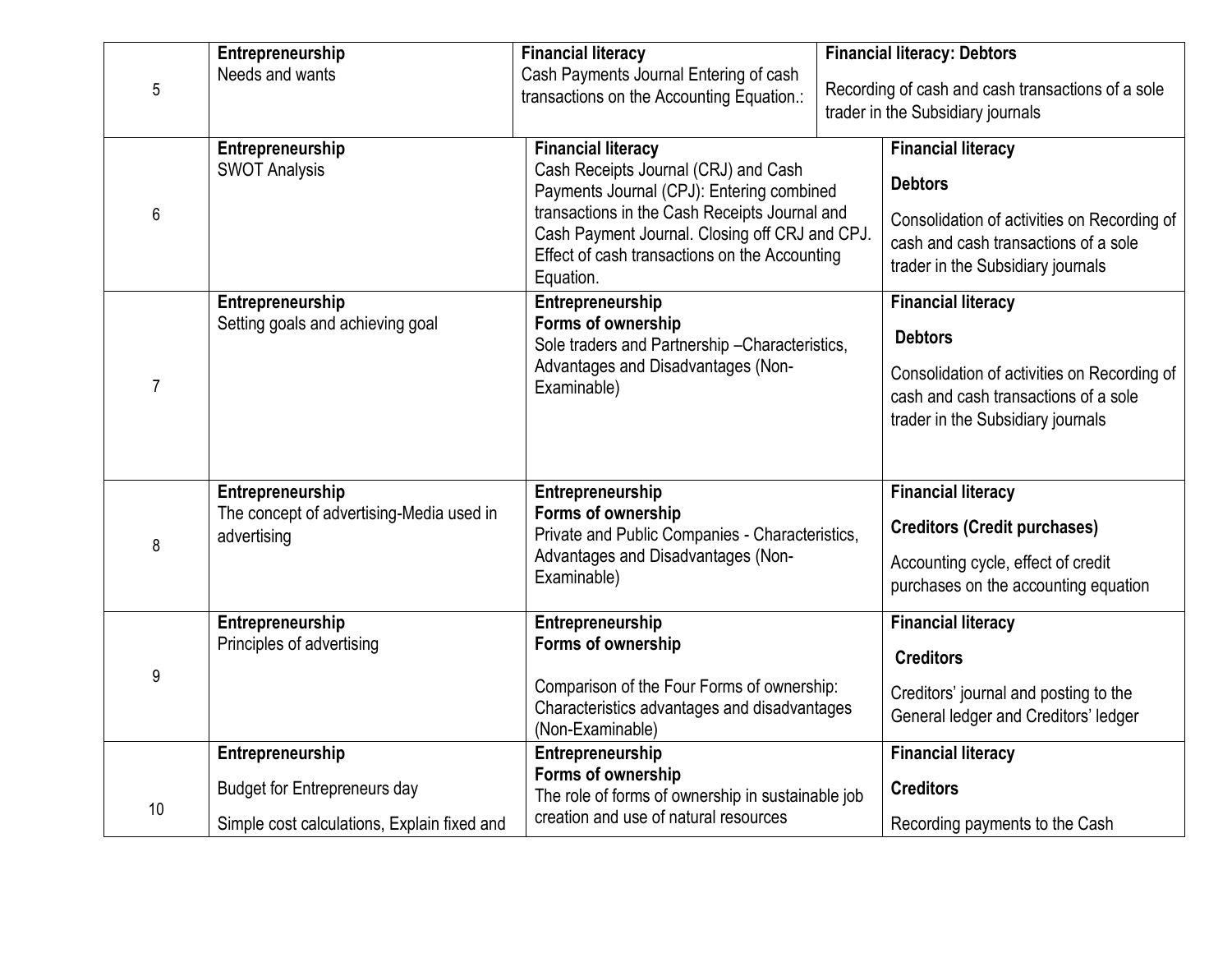| | | | |
|---|---|---|---|
| 5 | **Entrepreneurship**<br>Needs and wants | **Financial literacy**<br>Cash Payments Journal Entering of cash transactions on the Accounting Equation.: | **Financial literacy: Debtors**<br>Recording of cash and cash transactions of a sole trader in the Subsidiary journals |
| 6 | **Entrepreneurship**<br>SWOT Analysis | **Financial literacy**<br>Cash Receipts Journal (CRJ) and Cash Payments Journal (CPJ): Entering combined transactions in the Cash Receipts Journal and Cash Payment Journal. Closing off CRJ and CPJ. Effect of cash transactions on the Accounting Equation. | **Financial literacy**<br>**Debtors**<br>Consolidation of activities on Recording of cash and cash transactions of a sole trader in the Subsidiary journals |
| 7 | **Entrepreneurship**<br>Setting goals and achieving goal | **Entrepreneurship**<br>**Forms of ownership**<br>Sole traders and Partnership –Characteristics, Advantages and Disadvantages (Non-Examinable) | **Financial literacy**<br>**Debtors**<br>Consolidation of activities on Recording of cash and cash transactions of a sole trader in the Subsidiary journals |
| 8 | **Entrepreneurship**<br>The concept of advertising-Media used in advertising | **Entrepreneurship**<br>**Forms of ownership**<br>Private and Public Companies - Characteristics, Advantages and Disadvantages (Non-Examinable) | **Financial literacy**<br>**Creditors (Credit purchases)**<br>Accounting cycle, effect of credit purchases on the accounting equation |
| 9 | **Entrepreneurship**<br>Principles of advertising | **Entrepreneurship**<br>**Forms of ownership**<br>Comparison of the Four Forms of ownership: Characteristics advantages and disadvantages (Non-Examinable) | **Financial literacy**<br>**Creditors**<br>Creditors' journal and posting to the General ledger and Creditors' ledger |
| 10 | **Entrepreneurship**<br>Budget for Entrepreneurs day<br>Simple cost calculations, Explain fixed and | **Entrepreneurship**<br>**Forms of ownership**<br>The role of forms of ownership in sustainable job creation and use of natural resources | **Financial literacy**<br>**Creditors**<br>Recording payments to the Cash |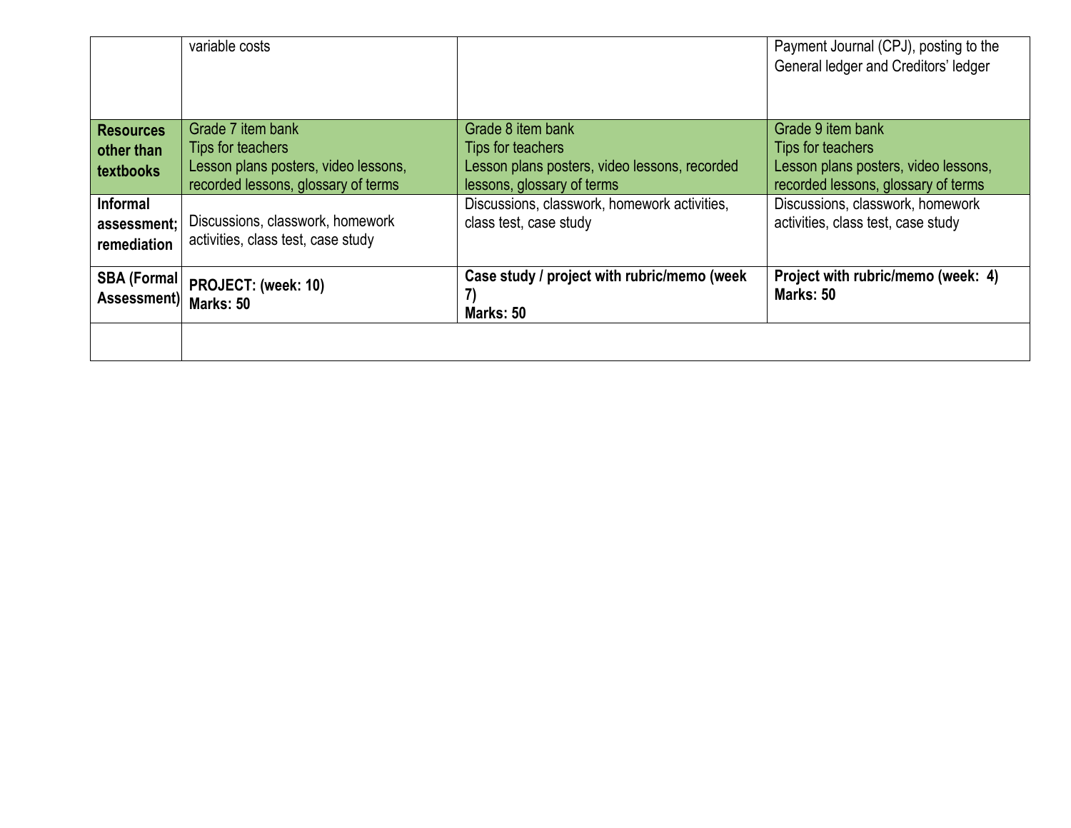| | | | |
|---|---|---|---|
| | variable costs | | Payment Journal (CPJ), posting to the General ledger and Creditors' ledger |
| **Resources other than textbooks** | Grade 7 item bank<br>Tips for teachers<br>Lesson plans posters, video lessons, recorded lessons, glossary of terms | Grade 8 item bank<br>Tips for teachers<br>Lesson plans posters, video lessons, recorded lessons, glossary of terms | Grade 9 item bank<br>Tips for teachers<br>Lesson plans posters, video lessons, recorded lessons, glossary of terms |
| **Informal assessment; remediation** | Discussions, classwork, homework activities, class test, case study | Discussions, classwork, homework activities, class test, case study | Discussions, classwork, homework activities, class test, case study |
| **SBA (Formal Assessment)** | **PROJECT: (week: 10)**<br>**Marks: 50** | **Case study / project with rubric/memo (week 7)**<br>**Marks: 50** | **Project with rubric/memo (week: 4)**<br>**Marks: 50** |
| | | | |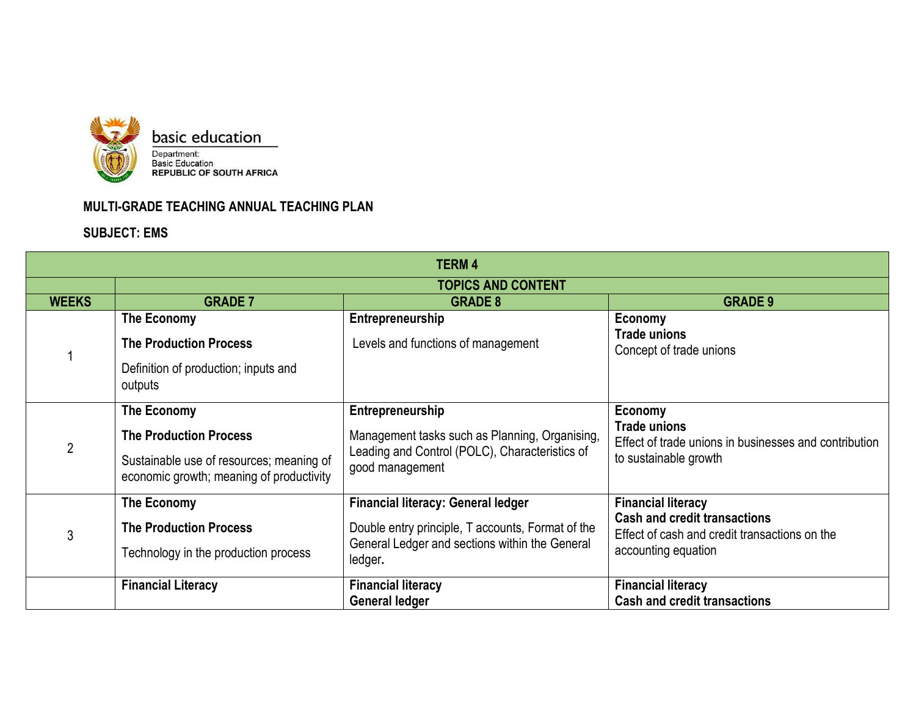basic education

Department:
Basic Education
REPUBLIC OF SOUTH AFRICA

**MULTI-GRADE TEACHING ANNUAL TEACHING PLAN**

**SUBJECT: EMS**

| TERM 4 | | | |
|---|---|---|---|
| | **TOPICS AND CONTENT** | | |
| **WEEKS** | **GRADE 7** | **GRADE 8** | **GRADE 9** |
| 1 | **The Economy**<br>**The Production Process**<br>Definition of production; inputs and outputs | **Entrepreneurship**<br>Levels and functions of management | **Economy**<br>**Trade unions**<br>Concept of trade unions |
| 2 | **The Economy**<br>**The Production Process**<br>Sustainable use of resources; meaning of economic growth; meaning of productivity | **Entrepreneurship**<br>Management tasks such as Planning, Organising, Leading and Control (POLC), Characteristics of good management | **Economy**<br>**Trade unions**<br>Effect of trade unions in businesses and contribution to sustainable growth |
| 3 | **The Economy**<br>**The Production Process**<br>Technology in the production process | **Financial literacy: General ledger**<br>Double entry principle, T accounts, Format of the General Ledger and sections within the General ledger**.** | **Financial literacy**<br>**Cash and credit transactions**<br>Effect of cash and credit transactions on the accounting equation |
| | **Financial Literacy** | **Financial literacy**<br>**General ledger** | **Financial literacy**<br>**Cash and credit transactions** |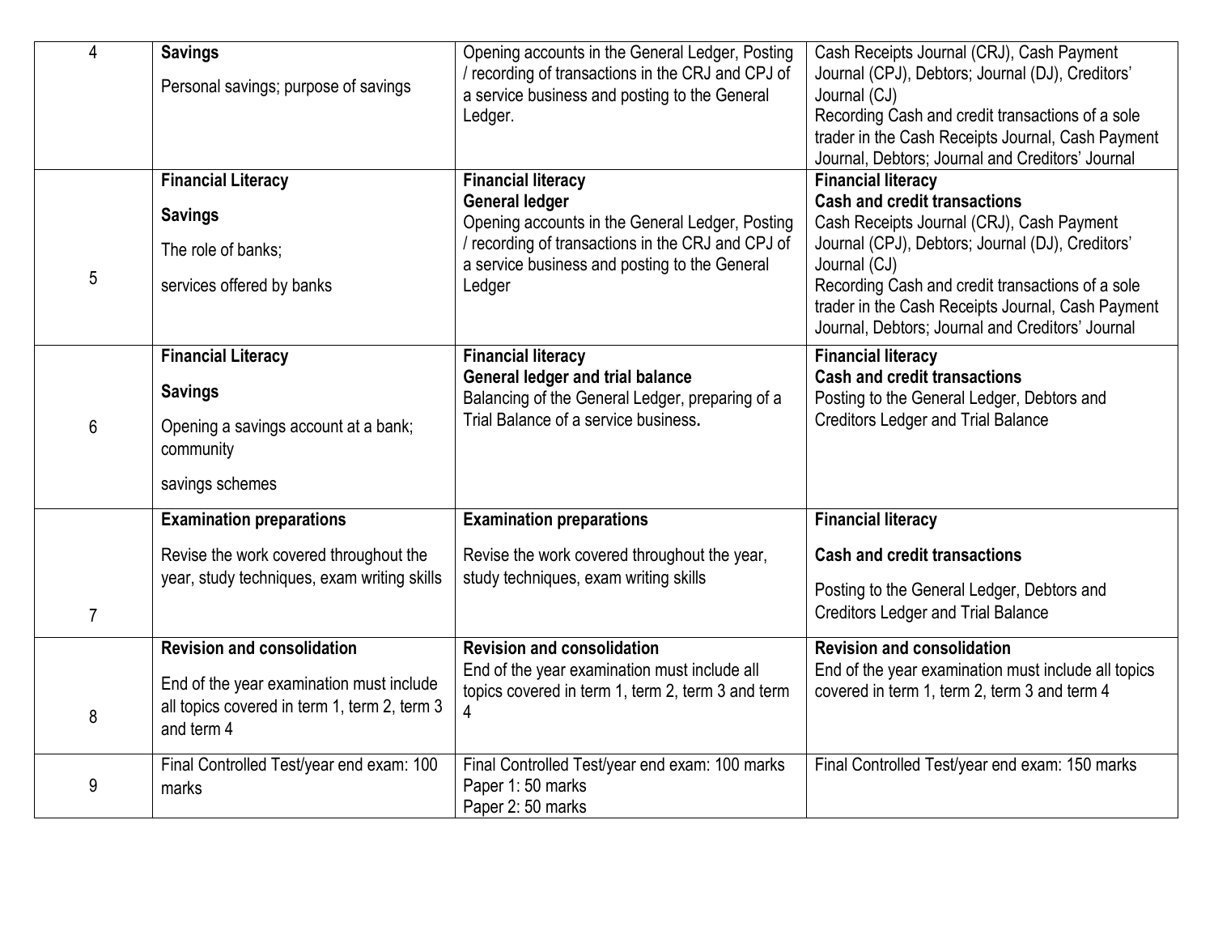| 4 | **Savings**<br><br>Personal savings; purpose of savings | Opening accounts in the General Ledger, Posting / recording of transactions in the CRJ and CPJ of a service business and posting to the General Ledger. | Cash Receipts Journal (CRJ), Cash Payment Journal (CPJ), Debtors; Journal (DJ), Creditors' Journal (CJ)<br>Recording Cash and credit transactions of a sole trader in the Cash Receipts Journal, Cash Payment Journal, Debtors; Journal and Creditors' Journal |
|---|---|---|---|
| 5 | **Financial Literacy**<br><br>**Savings**<br><br>The role of banks;<br><br>services offered by banks | **Financial literacy**<br>**General ledger**<br>Opening accounts in the General Ledger, Posting / recording of transactions in the CRJ and CPJ of a service business and posting to the General Ledger | **Financial literacy**<br>**Cash and credit transactions**<br>Cash Receipts Journal (CRJ), Cash Payment Journal (CPJ), Debtors; Journal (DJ), Creditors' Journal (CJ)<br>Recording Cash and credit transactions of a sole trader in the Cash Receipts Journal, Cash Payment Journal, Debtors; Journal and Creditors' Journal |
| 6 | **Financial Literacy**<br><br>**Savings**<br><br>Opening a savings account at a bank; community<br><br>savings schemes | **Financial literacy**<br>**General ledger and trial balance**<br>Balancing of the General Ledger, preparing of a Trial Balance of a service business**.** | **Financial literacy**<br>**Cash and credit transactions**<br>Posting to the General Ledger, Debtors and Creditors Ledger and Trial Balance |
| 7 | **Examination preparations**<br><br>Revise the work covered throughout the year, study techniques, exam writing skills | **Examination preparations**<br><br>Revise the work covered throughout the year, study techniques, exam writing skills | **Financial literacy**<br><br>**Cash and credit transactions**<br><br>Posting to the General Ledger, Debtors and Creditors Ledger and Trial Balance |
| 8 | **Revision and consolidation**<br><br>End of the year examination must include all topics covered in term 1, term 2, term 3 and term 4 | **Revision and consolidation**<br>End of the year examination must include all topics covered in term 1, term 2, term 3 and term 4 | **Revision and consolidation**<br>End of the year examination must include all topics covered in term 1, term 2, term 3 and term 4 |
| 9 | Final Controlled Test/year end exam: 100 marks | Final Controlled Test/year end exam: 100 marks<br>Paper 1: 50 marks<br>Paper 2: 50 marks | Final Controlled Test/year end exam: 150 marks |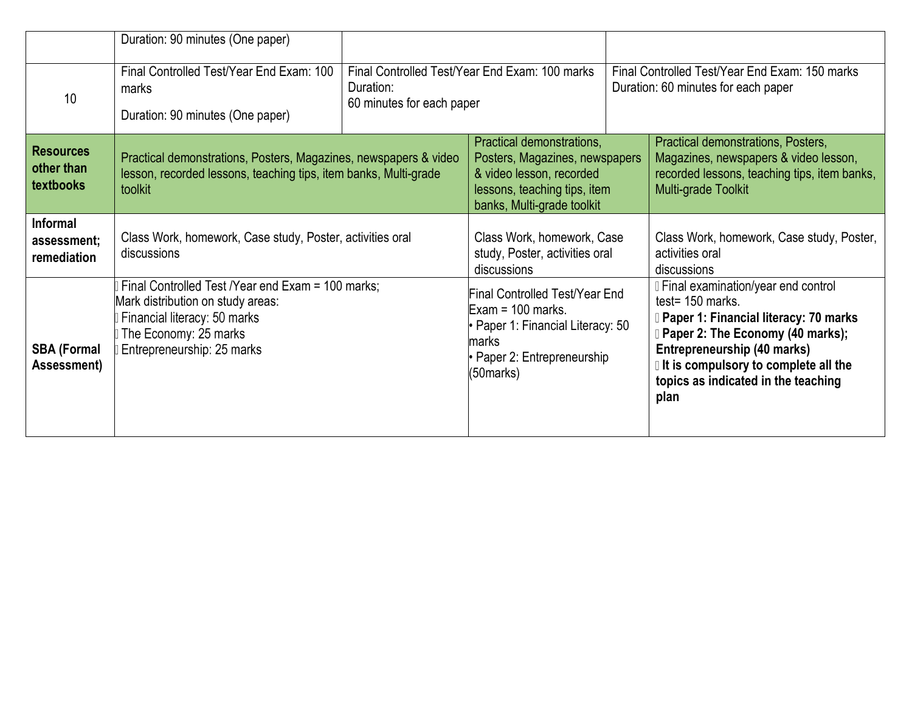| | | | |
|---|---|---|---|
| | Duration: 90 minutes (One paper) | | |
| 10 | Final Controlled Test/Year End Exam: 100 marks<br><br>Duration: 90 minutes (One paper) | Final Controlled Test/Year End Exam: 100 marks<br>Duration:<br>60 minutes for each paper | Final Controlled Test/Year End Exam: 150 marks<br>Duration: 60 minutes for each paper |
| **Resources other than textbooks** | Practical demonstrations, Posters, Magazines, newspapers & video lesson, recorded lessons, teaching tips, item banks, Multi-grade toolkit | Practical demonstrations, Posters, Magazines, newspapers & video lesson, recorded lessons, teaching tips, item banks, Multi-grade toolkit | Practical demonstrations, Posters, Magazines, newspapers & video lesson, recorded lessons, teaching tips, item banks, Multi-grade Toolkit |
| **Informal assessment; remediation** | Class Work, homework, Case study, Poster, activities oral discussions | Class Work, homework, Case study, Poster, activities oral discussions | Class Work, homework, Case study, Poster, activities oral discussions |
| **SBA (Formal Assessment)** | Final Controlled Test /Year end Exam = 100 marks;<br>Mark distribution on study areas:<br>Financial literacy: 50 marks<br>The Economy: 25 marks<br>Entrepreneurship: 25 marks | Final Controlled Test/Year End Exam = 100 marks.<br>• Paper 1: Financial Literacy: 50 marks<br>• Paper 2: Entrepreneurship (50marks) | Final examination/year end control test= 150 marks.<br>**Paper 1: Financial literacy: 70 marks**<br>**Paper 2: The Economy (40 marks); Entrepreneurship (40 marks)**<br>**It is compulsory to complete all the topics as indicated in the teaching plan** |